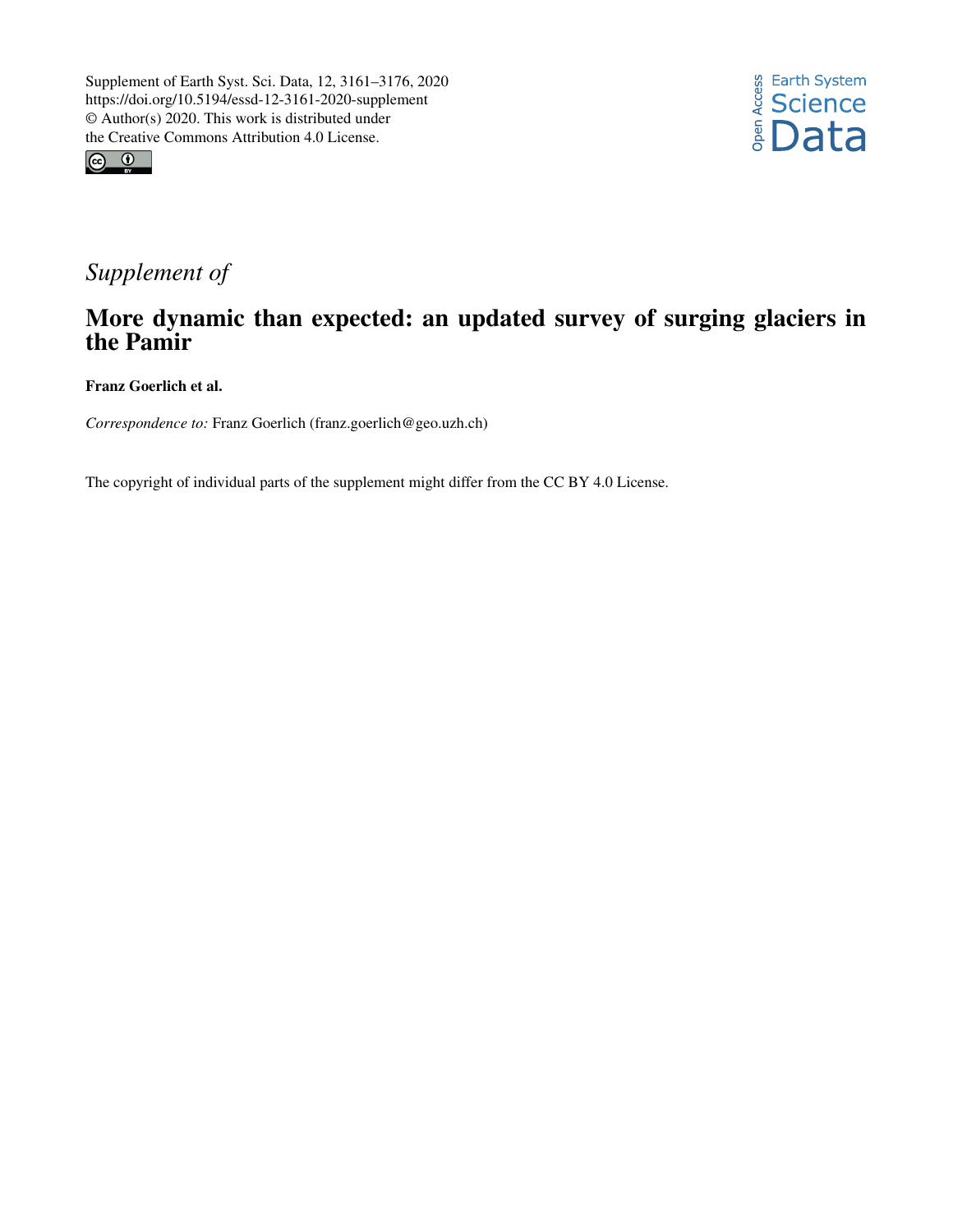Supplement of Earth Syst. Sci. Data, 12, 3161–3176, 2020
https://doi.org/10.5194/essd-12-3161-2020-supplement
© Author(s) 2020. This work is distributed under
the Creative Commons Attribution 4.0 License.

*Supplement of*

# More dynamic than expected: an updated survey of surging glaciers in the Pamir

**Franz Goerlich et al.**

*Correspondence to:* Franz Goerlich (franz.goerlich@geo.uzh.ch)

The copyright of individual parts of the supplement might differ from the CC BY 4.0 License.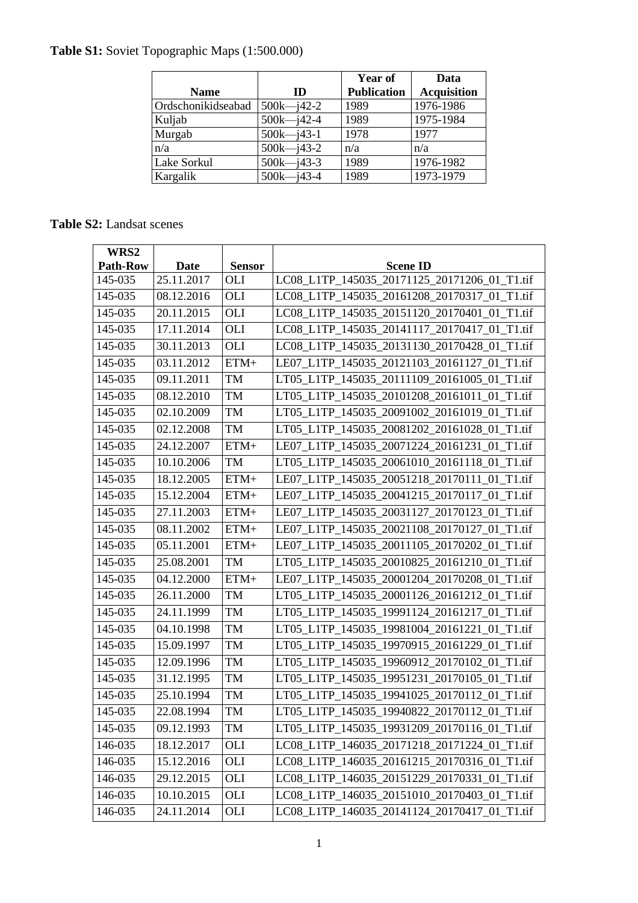**Table S1:** Soviet Topographic Maps (1:500.000)

| Name | ID | Year of Publication | Data Acquisition |
|---|---|---|---|
| Ordschonikidseabad | 500k—j42-2 | 1989 | 1976-1986 |
| Kuljab | 500k—j42-4 | 1989 | 1975-1984 |
| Murgab | 500k—j43-1 | 1978 | 1977 |
| n/a | 500k—j43-2 | n/a | n/a |
| Lake Sorkul | 500k—j43-3 | 1989 | 1976-1982 |
| Kargalik | 500k—j43-4 | 1989 | 1973-1979 |

**Table S2:** Landsat scenes

| WRS2 Path-Row | Date | Sensor | Scene ID |
|---|---|---|---|
| 145-035 | 25.11.2017 | OLI | LC08_L1TP_145035_20171125_20171206_01_T1.tif |
| 145-035 | 08.12.2016 | OLI | LC08_L1TP_145035_20161208_20170317_01_T1.tif |
| 145-035 | 20.11.2015 | OLI | LC08_L1TP_145035_20151120_20170401_01_T1.tif |
| 145-035 | 17.11.2014 | OLI | LC08_L1TP_145035_20141117_20170417_01_T1.tif |
| 145-035 | 30.11.2013 | OLI | LC08_L1TP_145035_20131130_20170428_01_T1.tif |
| 145-035 | 03.11.2012 | ETM+ | LE07_L1TP_145035_20121103_20161127_01_T1.tif |
| 145-035 | 09.11.2011 | TM | LT05_L1TP_145035_20111109_20161005_01_T1.tif |
| 145-035 | 08.12.2010 | TM | LT05_L1TP_145035_20101208_20161011_01_T1.tif |
| 145-035 | 02.10.2009 | TM | LT05_L1TP_145035_20091002_20161019_01_T1.tif |
| 145-035 | 02.12.2008 | TM | LT05_L1TP_145035_20081202_20161028_01_T1.tif |
| 145-035 | 24.12.2007 | ETM+ | LE07_L1TP_145035_20071224_20161231_01_T1.tif |
| 145-035 | 10.10.2006 | TM | LT05_L1TP_145035_20061010_20161118_01_T1.tif |
| 145-035 | 18.12.2005 | ETM+ | LE07_L1TP_145035_20051218_20170111_01_T1.tif |
| 145-035 | 15.12.2004 | ETM+ | LE07_L1TP_145035_20041215_20170117_01_T1.tif |
| 145-035 | 27.11.2003 | ETM+ | LE07_L1TP_145035_20031127_20170123_01_T1.tif |
| 145-035 | 08.11.2002 | ETM+ | LE07_L1TP_145035_20021108_20170127_01_T1.tif |
| 145-035 | 05.11.2001 | ETM+ | LE07_L1TP_145035_20011105_20170202_01_T1.tif |
| 145-035 | 25.08.2001 | TM | LT05_L1TP_145035_20010825_20161210_01_T1.tif |
| 145-035 | 04.12.2000 | ETM+ | LE07_L1TP_145035_20001204_20170208_01_T1.tif |
| 145-035 | 26.11.2000 | TM | LT05_L1TP_145035_20001126_20161212_01_T1.tif |
| 145-035 | 24.11.1999 | TM | LT05_L1TP_145035_19991124_20161217_01_T1.tif |
| 145-035 | 04.10.1998 | TM | LT05_L1TP_145035_19981004_20161221_01_T1.tif |
| 145-035 | 15.09.1997 | TM | LT05_L1TP_145035_19970915_20161229_01_T1.tif |
| 145-035 | 12.09.1996 | TM | LT05_L1TP_145035_19960912_20170102_01_T1.tif |
| 145-035 | 31.12.1995 | TM | LT05_L1TP_145035_19951231_20170105_01_T1.tif |
| 145-035 | 25.10.1994 | TM | LT05_L1TP_145035_19941025_20170112_01_T1.tif |
| 145-035 | 22.08.1994 | TM | LT05_L1TP_145035_19940822_20170112_01_T1.tif |
| 145-035 | 09.12.1993 | TM | LT05_L1TP_145035_19931209_20170116_01_T1.tif |
| 146-035 | 18.12.2017 | OLI | LC08_L1TP_146035_20171218_20171224_01_T1.tif |
| 146-035 | 15.12.2016 | OLI | LC08_L1TP_146035_20161215_20170316_01_T1.tif |
| 146-035 | 29.12.2015 | OLI | LC08_L1TP_146035_20151229_20170331_01_T1.tif |
| 146-035 | 10.10.2015 | OLI | LC08_L1TP_146035_20151010_20170403_01_T1.tif |
| 146-035 | 24.11.2014 | OLI | LC08_L1TP_146035_20141124_20170417_01_T1.tif |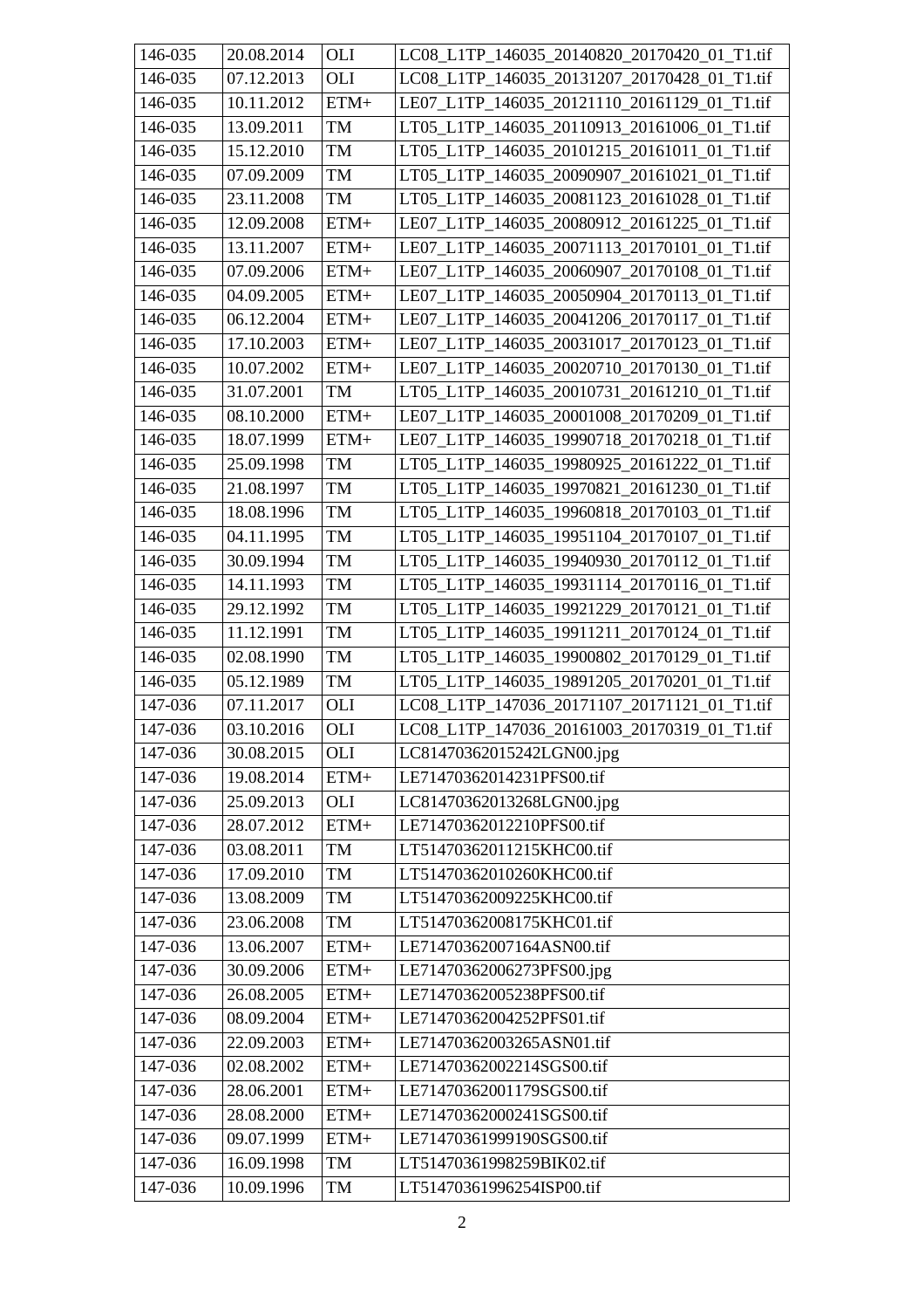| 146-035 | 20.08.2014 | OLI | LC08_L1TP_146035_20140820_20170420_01_T1.tif |
|---|---|---|---|
| 146-035 | 07.12.2013 | OLI | LC08_L1TP_146035_20131207_20170428_01_T1.tif |
| 146-035 | 10.11.2012 | ETM+ | LE07_L1TP_146035_20121110_20161129_01_T1.tif |
| 146-035 | 13.09.2011 | TM | LT05_L1TP_146035_20110913_20161006_01_T1.tif |
| 146-035 | 15.12.2010 | TM | LT05_L1TP_146035_20101215_20161011_01_T1.tif |
| 146-035 | 07.09.2009 | TM | LT05_L1TP_146035_20090907_20161021_01_T1.tif |
| 146-035 | 23.11.2008 | TM | LT05_L1TP_146035_20081123_20161028_01_T1.tif |
| 146-035 | 12.09.2008 | ETM+ | LE07_L1TP_146035_20080912_20161225_01_T1.tif |
| 146-035 | 13.11.2007 | ETM+ | LE07_L1TP_146035_20071113_20170101_01_T1.tif |
| 146-035 | 07.09.2006 | ETM+ | LE07_L1TP_146035_20060907_20170108_01_T1.tif |
| 146-035 | 04.09.2005 | ETM+ | LE07_L1TP_146035_20050904_20170113_01_T1.tif |
| 146-035 | 06.12.2004 | ETM+ | LE07_L1TP_146035_20041206_20170117_01_T1.tif |
| 146-035 | 17.10.2003 | ETM+ | LE07_L1TP_146035_20031017_20170123_01_T1.tif |
| 146-035 | 10.07.2002 | ETM+ | LE07_L1TP_146035_20020710_20170130_01_T1.tif |
| 146-035 | 31.07.2001 | TM | LT05_L1TP_146035_20010731_20161210_01_T1.tif |
| 146-035 | 08.10.2000 | ETM+ | LE07_L1TP_146035_20001008_20170209_01_T1.tif |
| 146-035 | 18.07.1999 | ETM+ | LE07_L1TP_146035_19990718_20170218_01_T1.tif |
| 146-035 | 25.09.1998 | TM | LT05_L1TP_146035_19980925_20161222_01_T1.tif |
| 146-035 | 21.08.1997 | TM | LT05_L1TP_146035_19970821_20161230_01_T1.tif |
| 146-035 | 18.08.1996 | TM | LT05_L1TP_146035_19960818_20170103_01_T1.tif |
| 146-035 | 04.11.1995 | TM | LT05_L1TP_146035_19951104_20170107_01_T1.tif |
| 146-035 | 30.09.1994 | TM | LT05_L1TP_146035_19940930_20170112_01_T1.tif |
| 146-035 | 14.11.1993 | TM | LT05_L1TP_146035_19931114_20170116_01_T1.tif |
| 146-035 | 29.12.1992 | TM | LT05_L1TP_146035_19921229_20170121_01_T1.tif |
| 146-035 | 11.12.1991 | TM | LT05_L1TP_146035_19911211_20170124_01_T1.tif |
| 146-035 | 02.08.1990 | TM | LT05_L1TP_146035_19900802_20170129_01_T1.tif |
| 146-035 | 05.12.1989 | TM | LT05_L1TP_146035_19891205_20170201_01_T1.tif |
| 147-036 | 07.11.2017 | OLI | LC08_L1TP_147036_20171107_20171121_01_T1.tif |
| 147-036 | 03.10.2016 | OLI | LC08_L1TP_147036_20161003_20170319_01_T1.tif |
| 147-036 | 30.08.2015 | OLI | LC81470362015242LGN00.jpg |
| 147-036 | 19.08.2014 | ETM+ | LE71470362014231PFS00.tif |
| 147-036 | 25.09.2013 | OLI | LC81470362013268LGN00.jpg |
| 147-036 | 28.07.2012 | ETM+ | LE71470362012210PFS00.tif |
| 147-036 | 03.08.2011 | TM | LT51470362011215KHC00.tif |
| 147-036 | 17.09.2010 | TM | LT51470362010260KHC00.tif |
| 147-036 | 13.08.2009 | TM | LT51470362009225KHC00.tif |
| 147-036 | 23.06.2008 | TM | LT51470362008175KHC01.tif |
| 147-036 | 13.06.2007 | ETM+ | LE71470362007164ASN00.tif |
| 147-036 | 30.09.2006 | ETM+ | LE71470362006273PFS00.jpg |
| 147-036 | 26.08.2005 | ETM+ | LE71470362005238PFS00.tif |
| 147-036 | 08.09.2004 | ETM+ | LE71470362004252PFS01.tif |
| 147-036 | 22.09.2003 | ETM+ | LE71470362003265ASN01.tif |
| 147-036 | 02.08.2002 | ETM+ | LE71470362002214SGS00.tif |
| 147-036 | 28.06.2001 | ETM+ | LE71470362001179SGS00.tif |
| 147-036 | 28.08.2000 | ETM+ | LE71470362000241SGS00.tif |
| 147-036 | 09.07.1999 | ETM+ | LE71470361999190SGS00.tif |
| 147-036 | 16.09.1998 | TM | LT51470361998259BIK02.tif |
| 147-036 | 10.09.1996 | TM | LT51470361996254ISP00.tif |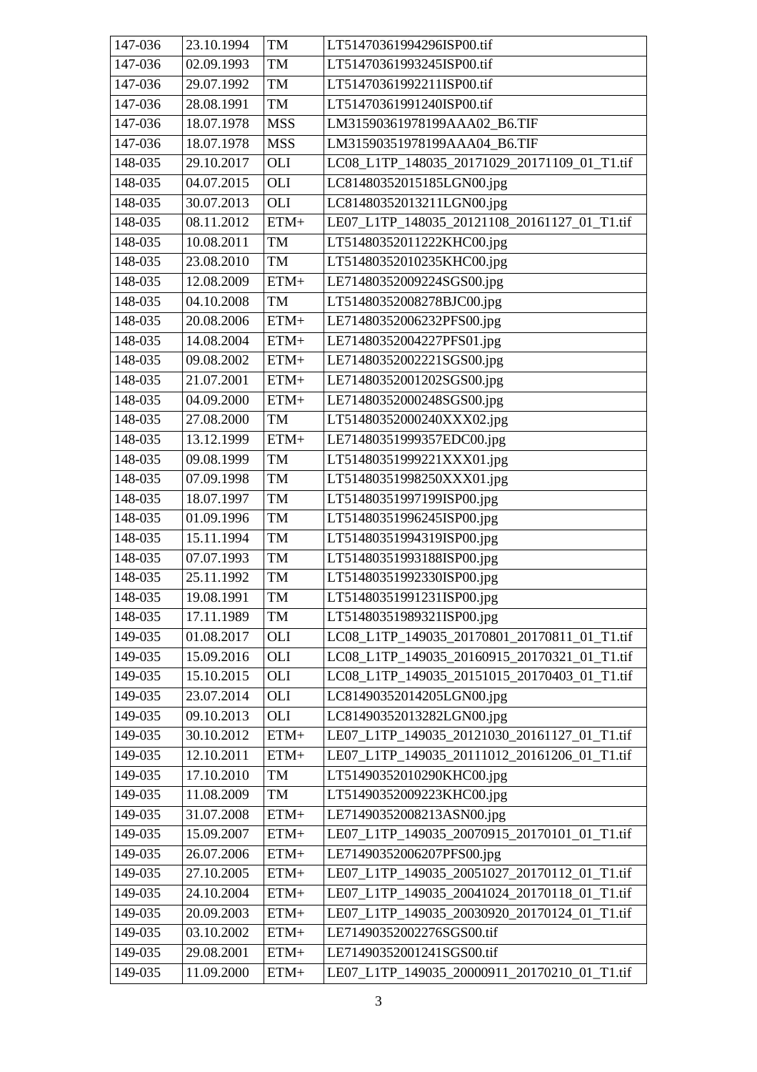| 147-036 | 23.10.1994 | TM | LT51470361994296ISP00.tif |
|---|---|---|---|
| 147-036 | 02.09.1993 | TM | LT51470361993245ISP00.tif |
| 147-036 | 29.07.1992 | TM | LT51470361992211ISP00.tif |
| 147-036 | 28.08.1991 | TM | LT51470361991240ISP00.tif |
| 147-036 | 18.07.1978 | MSS | LM31590361978199AAA02_B6.TIF |
| 147-036 | 18.07.1978 | MSS | LM31590351978199AAA04_B6.TIF |
| 148-035 | 29.10.2017 | OLI | LC08_L1TP_148035_20171029_20171109_01_T1.tif |
| 148-035 | 04.07.2015 | OLI | LC81480352015185LGN00.jpg |
| 148-035 | 30.07.2013 | OLI | LC81480352013211LGN00.jpg |
| 148-035 | 08.11.2012 | ETM+ | LE07_L1TP_148035_20121108_20161127_01_T1.tif |
| 148-035 | 10.08.2011 | TM | LT51480352011222KHC00.jpg |
| 148-035 | 23.08.2010 | TM | LT51480352010235KHC00.jpg |
| 148-035 | 12.08.2009 | ETM+ | LE71480352009224SGS00.jpg |
| 148-035 | 04.10.2008 | TM | LT51480352008278BJC00.jpg |
| 148-035 | 20.08.2006 | ETM+ | LE71480352006232PFS00.jpg |
| 148-035 | 14.08.2004 | ETM+ | LE71480352004227PFS01.jpg |
| 148-035 | 09.08.2002 | ETM+ | LE71480352002221SGS00.jpg |
| 148-035 | 21.07.2001 | ETM+ | LE71480352001202SGS00.jpg |
| 148-035 | 04.09.2000 | ETM+ | LE71480352000248SGS00.jpg |
| 148-035 | 27.08.2000 | TM | LT51480352000240XXX02.jpg |
| 148-035 | 13.12.1999 | ETM+ | LE71480351999357EDC00.jpg |
| 148-035 | 09.08.1999 | TM | LT51480351999221XXX01.jpg |
| 148-035 | 07.09.1998 | TM | LT51480351998250XXX01.jpg |
| 148-035 | 18.07.1997 | TM | LT51480351997199ISP00.jpg |
| 148-035 | 01.09.1996 | TM | LT51480351996245ISP00.jpg |
| 148-035 | 15.11.1994 | TM | LT51480351994319ISP00.jpg |
| 148-035 | 07.07.1993 | TM | LT51480351993188ISP00.jpg |
| 148-035 | 25.11.1992 | TM | LT51480351992330ISP00.jpg |
| 148-035 | 19.08.1991 | TM | LT51480351991231ISP00.jpg |
| 148-035 | 17.11.1989 | TM | LT51480351989321ISP00.jpg |
| 149-035 | 01.08.2017 | OLI | LC08_L1TP_149035_20170801_20170811_01_T1.tif |
| 149-035 | 15.09.2016 | OLI | LC08_L1TP_149035_20160915_20170321_01_T1.tif |
| 149-035 | 15.10.2015 | OLI | LC08_L1TP_149035_20151015_20170403_01_T1.tif |
| 149-035 | 23.07.2014 | OLI | LC81490352014205LGN00.jpg |
| 149-035 | 09.10.2013 | OLI | LC81490352013282LGN00.jpg |
| 149-035 | 30.10.2012 | ETM+ | LE07_L1TP_149035_20121030_20161127_01_T1.tif |
| 149-035 | 12.10.2011 | ETM+ | LE07_L1TP_149035_20111012_20161206_01_T1.tif |
| 149-035 | 17.10.2010 | TM | LT51490352010290KHC00.jpg |
| 149-035 | 11.08.2009 | TM | LT51490352009223KHC00.jpg |
| 149-035 | 31.07.2008 | ETM+ | LE71490352008213ASN00.jpg |
| 149-035 | 15.09.2007 | ETM+ | LE07_L1TP_149035_20070915_20170101_01_T1.tif |
| 149-035 | 26.07.2006 | ETM+ | LE71490352006207PFS00.jpg |
| 149-035 | 27.10.2005 | ETM+ | LE07_L1TP_149035_20051027_20170112_01_T1.tif |
| 149-035 | 24.10.2004 | ETM+ | LE07_L1TP_149035_20041024_20170118_01_T1.tif |
| 149-035 | 20.09.2003 | ETM+ | LE07_L1TP_149035_20030920_20170124_01_T1.tif |
| 149-035 | 03.10.2002 | ETM+ | LE71490352002276SGS00.tif |
| 149-035 | 29.08.2001 | ETM+ | LE71490352001241SGS00.tif |
| 149-035 | 11.09.2000 | ETM+ | LE07_L1TP_149035_20000911_20170210_01_T1.tif |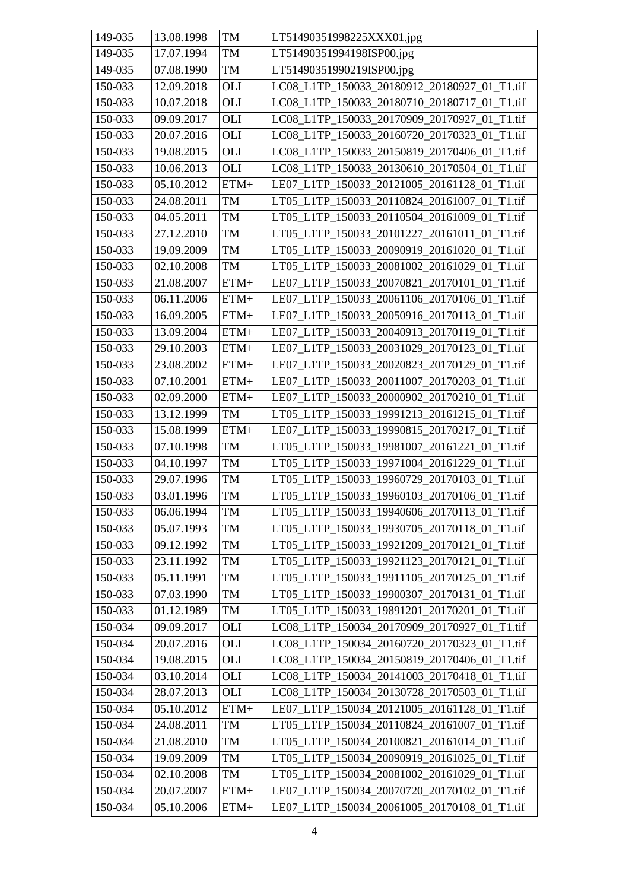| 149-035 | 13.08.1998 | TM | LT51490351998225XXX01.jpg |
|---|---|---|---|
| 149-035 | 17.07.1994 | TM | LT51490351994198ISP00.jpg |
| 149-035 | 07.08.1990 | TM | LT51490351990219ISP00.jpg |
| 150-033 | 12.09.2018 | OLI | LC08_L1TP_150033_20180912_20180927_01_T1.tif |
| 150-033 | 10.07.2018 | OLI | LC08_L1TP_150033_20180710_20180717_01_T1.tif |
| 150-033 | 09.09.2017 | OLI | LC08_L1TP_150033_20170909_20170927_01_T1.tif |
| 150-033 | 20.07.2016 | OLI | LC08_L1TP_150033_20160720_20170323_01_T1.tif |
| 150-033 | 19.08.2015 | OLI | LC08_L1TP_150033_20150819_20170406_01_T1.tif |
| 150-033 | 10.06.2013 | OLI | LC08_L1TP_150033_20130610_20170504_01_T1.tif |
| 150-033 | 05.10.2012 | ETM+ | LE07_L1TP_150033_20121005_20161128_01_T1.tif |
| 150-033 | 24.08.2011 | TM | LT05_L1TP_150033_20110824_20161007_01_T1.tif |
| 150-033 | 04.05.2011 | TM | LT05_L1TP_150033_20110504_20161009_01_T1.tif |
| 150-033 | 27.12.2010 | TM | LT05_L1TP_150033_20101227_20161011_01_T1.tif |
| 150-033 | 19.09.2009 | TM | LT05_L1TP_150033_20090919_20161020_01_T1.tif |
| 150-033 | 02.10.2008 | TM | LT05_L1TP_150033_20081002_20161029_01_T1.tif |
| 150-033 | 21.08.2007 | ETM+ | LE07_L1TP_150033_20070821_20170101_01_T1.tif |
| 150-033 | 06.11.2006 | ETM+ | LE07_L1TP_150033_20061106_20170106_01_T1.tif |
| 150-033 | 16.09.2005 | ETM+ | LE07_L1TP_150033_20050916_20170113_01_T1.tif |
| 150-033 | 13.09.2004 | ETM+ | LE07_L1TP_150033_20040913_20170119_01_T1.tif |
| 150-033 | 29.10.2003 | ETM+ | LE07_L1TP_150033_20031029_20170123_01_T1.tif |
| 150-033 | 23.08.2002 | ETM+ | LE07_L1TP_150033_20020823_20170129_01_T1.tif |
| 150-033 | 07.10.2001 | ETM+ | LE07_L1TP_150033_20011007_20170203_01_T1.tif |
| 150-033 | 02.09.2000 | ETM+ | LE07_L1TP_150033_20000902_20170210_01_T1.tif |
| 150-033 | 13.12.1999 | TM | LT05_L1TP_150033_19991213_20161215_01_T1.tif |
| 150-033 | 15.08.1999 | ETM+ | LE07_L1TP_150033_19990815_20170217_01_T1.tif |
| 150-033 | 07.10.1998 | TM | LT05_L1TP_150033_19981007_20161221_01_T1.tif |
| 150-033 | 04.10.1997 | TM | LT05_L1TP_150033_19971004_20161229_01_T1.tif |
| 150-033 | 29.07.1996 | TM | LT05_L1TP_150033_19960729_20170103_01_T1.tif |
| 150-033 | 03.01.1996 | TM | LT05_L1TP_150033_19960103_20170106_01_T1.tif |
| 150-033 | 06.06.1994 | TM | LT05_L1TP_150033_19940606_20170113_01_T1.tif |
| 150-033 | 05.07.1993 | TM | LT05_L1TP_150033_19930705_20170118_01_T1.tif |
| 150-033 | 09.12.1992 | TM | LT05_L1TP_150033_19921209_20170121_01_T1.tif |
| 150-033 | 23.11.1992 | TM | LT05_L1TP_150033_19921123_20170121_01_T1.tif |
| 150-033 | 05.11.1991 | TM | LT05_L1TP_150033_19911105_20170125_01_T1.tif |
| 150-033 | 07.03.1990 | TM | LT05_L1TP_150033_19900307_20170131_01_T1.tif |
| 150-033 | 01.12.1989 | TM | LT05_L1TP_150033_19891201_20170201_01_T1.tif |
| 150-034 | 09.09.2017 | OLI | LC08_L1TP_150034_20170909_20170927_01_T1.tif |
| 150-034 | 20.07.2016 | OLI | LC08_L1TP_150034_20160720_20170323_01_T1.tif |
| 150-034 | 19.08.2015 | OLI | LC08_L1TP_150034_20150819_20170406_01_T1.tif |
| 150-034 | 03.10.2014 | OLI | LC08_L1TP_150034_20141003_20170418_01_T1.tif |
| 150-034 | 28.07.2013 | OLI | LC08_L1TP_150034_20130728_20170503_01_T1.tif |
| 150-034 | 05.10.2012 | ETM+ | LE07_L1TP_150034_20121005_20161128_01_T1.tif |
| 150-034 | 24.08.2011 | TM | LT05_L1TP_150034_20110824_20161007_01_T1.tif |
| 150-034 | 21.08.2010 | TM | LT05_L1TP_150034_20100821_20161014_01_T1.tif |
| 150-034 | 19.09.2009 | TM | LT05_L1TP_150034_20090919_20161025_01_T1.tif |
| 150-034 | 02.10.2008 | TM | LT05_L1TP_150034_20081002_20161029_01_T1.tif |
| 150-034 | 20.07.2007 | ETM+ | LE07_L1TP_150034_20070720_20170102_01_T1.tif |
| 150-034 | 05.10.2006 | ETM+ | LE07_L1TP_150034_20061005_20170108_01_T1.tif |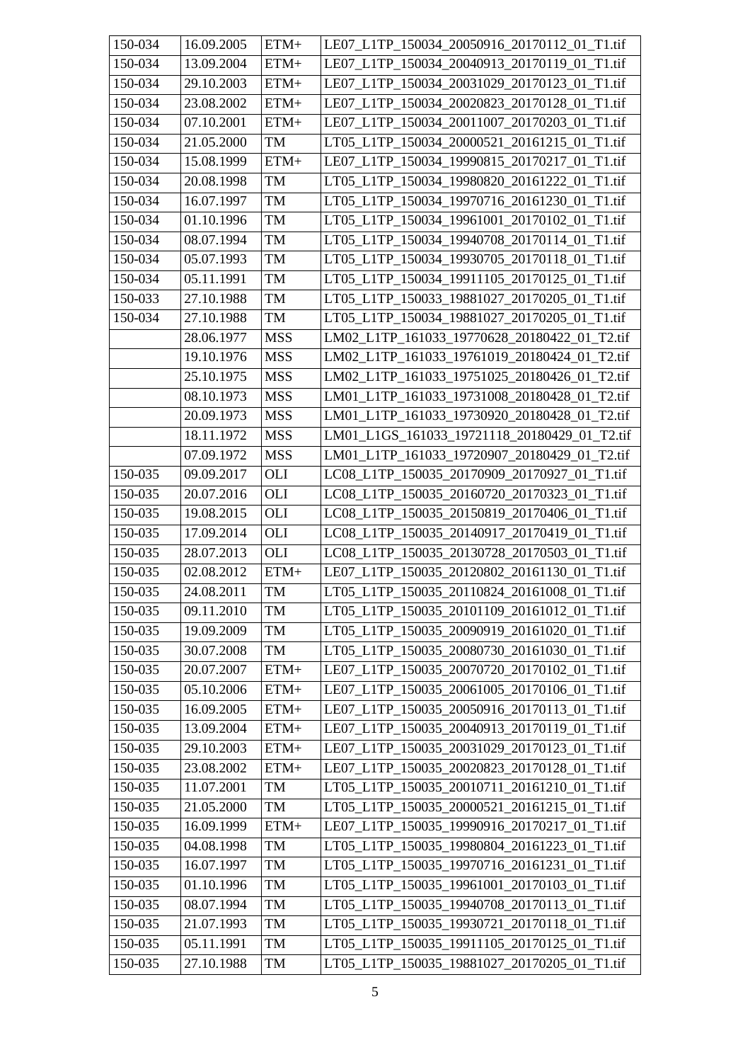| 150-034 | 16.09.2005 | ETM+ | LE07_L1TP_150034_20050916_20170112_01_T1.tif |
|---|---|---|---|
| 150-034 | 13.09.2004 | ETM+ | LE07_L1TP_150034_20040913_20170119_01_T1.tif |
| 150-034 | 29.10.2003 | ETM+ | LE07_L1TP_150034_20031029_20170123_01_T1.tif |
| 150-034 | 23.08.2002 | ETM+ | LE07_L1TP_150034_20020823_20170128_01_T1.tif |
| 150-034 | 07.10.2001 | ETM+ | LE07_L1TP_150034_20011007_20170203_01_T1.tif |
| 150-034 | 21.05.2000 | TM | LT05_L1TP_150034_20000521_20161215_01_T1.tif |
| 150-034 | 15.08.1999 | ETM+ | LE07_L1TP_150034_19990815_20170217_01_T1.tif |
| 150-034 | 20.08.1998 | TM | LT05_L1TP_150034_19980820_20161222_01_T1.tif |
| 150-034 | 16.07.1997 | TM | LT05_L1TP_150034_19970716_20161230_01_T1.tif |
| 150-034 | 01.10.1996 | TM | LT05_L1TP_150034_19961001_20170102_01_T1.tif |
| 150-034 | 08.07.1994 | TM | LT05_L1TP_150034_19940708_20170114_01_T1.tif |
| 150-034 | 05.07.1993 | TM | LT05_L1TP_150034_19930705_20170118_01_T1.tif |
| 150-034 | 05.11.1991 | TM | LT05_L1TP_150034_19911105_20170125_01_T1.tif |
| 150-033 | 27.10.1988 | TM | LT05_L1TP_150033_19881027_20170205_01_T1.tif |
| 150-034 | 27.10.1988 | TM | LT05_L1TP_150034_19881027_20170205_01_T1.tif |
| | 28.06.1977 | MSS | LM02_L1TP_161033_19770628_20180422_01_T2.tif |
| | 19.10.1976 | MSS | LM02_L1TP_161033_19761019_20180424_01_T2.tif |
| | 25.10.1975 | MSS | LM02_L1TP_161033_19751025_20180426_01_T2.tif |
| | 08.10.1973 | MSS | LM01_L1TP_161033_19731008_20180428_01_T2.tif |
| | 20.09.1973 | MSS | LM01_L1TP_161033_19730920_20180428_01_T2.tif |
| | 18.11.1972 | MSS | LM01_L1GS_161033_19721118_20180429_01_T2.tif |
| | 07.09.1972 | MSS | LM01_L1TP_161033_19720907_20180429_01_T2.tif |
| 150-035 | 09.09.2017 | OLI | LC08_L1TP_150035_20170909_20170927_01_T1.tif |
| 150-035 | 20.07.2016 | OLI | LC08_L1TP_150035_20160720_20170323_01_T1.tif |
| 150-035 | 19.08.2015 | OLI | LC08_L1TP_150035_20150819_20170406_01_T1.tif |
| 150-035 | 17.09.2014 | OLI | LC08_L1TP_150035_20140917_20170419_01_T1.tif |
| 150-035 | 28.07.2013 | OLI | LC08_L1TP_150035_20130728_20170503_01_T1.tif |
| 150-035 | 02.08.2012 | ETM+ | LE07_L1TP_150035_20120802_20161130_01_T1.tif |
| 150-035 | 24.08.2011 | TM | LT05_L1TP_150035_20110824_20161008_01_T1.tif |
| 150-035 | 09.11.2010 | TM | LT05_L1TP_150035_20101109_20161012_01_T1.tif |
| 150-035 | 19.09.2009 | TM | LT05_L1TP_150035_20090919_20161020_01_T1.tif |
| 150-035 | 30.07.2008 | TM | LT05_L1TP_150035_20080730_20161030_01_T1.tif |
| 150-035 | 20.07.2007 | ETM+ | LE07_L1TP_150035_20070720_20170102_01_T1.tif |
| 150-035 | 05.10.2006 | ETM+ | LE07_L1TP_150035_20061005_20170106_01_T1.tif |
| 150-035 | 16.09.2005 | ETM+ | LE07_L1TP_150035_20050916_20170113_01_T1.tif |
| 150-035 | 13.09.2004 | ETM+ | LE07_L1TP_150035_20040913_20170119_01_T1.tif |
| 150-035 | 29.10.2003 | ETM+ | LE07_L1TP_150035_20031029_20170123_01_T1.tif |
| 150-035 | 23.08.2002 | ETM+ | LE07_L1TP_150035_20020823_20170128_01_T1.tif |
| 150-035 | 11.07.2001 | TM | LT05_L1TP_150035_20010711_20161210_01_T1.tif |
| 150-035 | 21.05.2000 | TM | LT05_L1TP_150035_20000521_20161215_01_T1.tif |
| 150-035 | 16.09.1999 | ETM+ | LE07_L1TP_150035_19990916_20170217_01_T1.tif |
| 150-035 | 04.08.1998 | TM | LT05_L1TP_150035_19980804_20161223_01_T1.tif |
| 150-035 | 16.07.1997 | TM | LT05_L1TP_150035_19970716_20161231_01_T1.tif |
| 150-035 | 01.10.1996 | TM | LT05_L1TP_150035_19961001_20170103_01_T1.tif |
| 150-035 | 08.07.1994 | TM | LT05_L1TP_150035_19940708_20170113_01_T1.tif |
| 150-035 | 21.07.1993 | TM | LT05_L1TP_150035_19930721_20170118_01_T1.tif |
| 150-035 | 05.11.1991 | TM | LT05_L1TP_150035_19911105_20170125_01_T1.tif |
| 150-035 | 27.10.1988 | TM | LT05_L1TP_150035_19881027_20170205_01_T1.tif |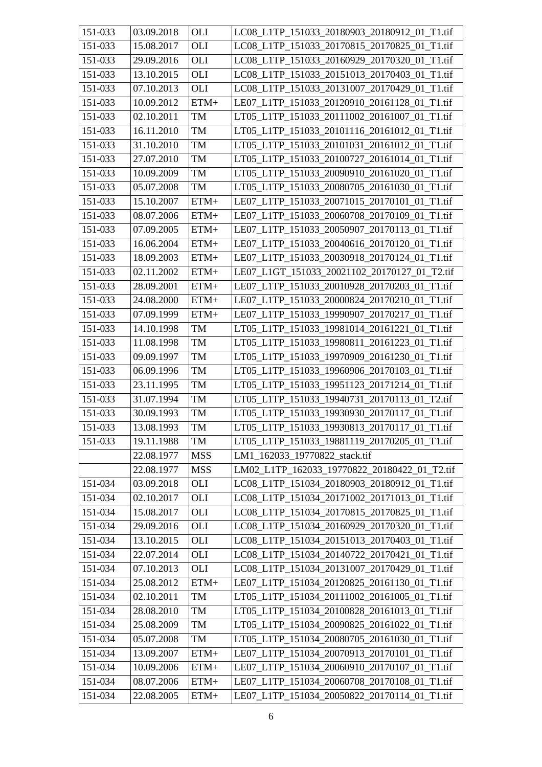| 151-033 | 03.09.2018 | OLI | LC08_L1TP_151033_20180903_20180912_01_T1.tif |
|---|---|---|---|
| 151-033 | 15.08.2017 | OLI | LC08_L1TP_151033_20170815_20170825_01_T1.tif |
| 151-033 | 29.09.2016 | OLI | LC08_L1TP_151033_20160929_20170320_01_T1.tif |
| 151-033 | 13.10.2015 | OLI | LC08_L1TP_151033_20151013_20170403_01_T1.tif |
| 151-033 | 07.10.2013 | OLI | LC08_L1TP_151033_20131007_20170429_01_T1.tif |
| 151-033 | 10.09.2012 | ETM+ | LE07_L1TP_151033_20120910_20161128_01_T1.tif |
| 151-033 | 02.10.2011 | TM | LT05_L1TP_151033_20111002_20161007_01_T1.tif |
| 151-033 | 16.11.2010 | TM | LT05_L1TP_151033_20101116_20161012_01_T1.tif |
| 151-033 | 31.10.2010 | TM | LT05_L1TP_151033_20101031_20161012_01_T1.tif |
| 151-033 | 27.07.2010 | TM | LT05_L1TP_151033_20100727_20161014_01_T1.tif |
| 151-033 | 10.09.2009 | TM | LT05_L1TP_151033_20090910_20161020_01_T1.tif |
| 151-033 | 05.07.2008 | TM | LT05_L1TP_151033_20080705_20161030_01_T1.tif |
| 151-033 | 15.10.2007 | ETM+ | LE07_L1TP_151033_20071015_20170101_01_T1.tif |
| 151-033 | 08.07.2006 | ETM+ | LE07_L1TP_151033_20060708_20170109_01_T1.tif |
| 151-033 | 07.09.2005 | ETM+ | LE07_L1TP_151033_20050907_20170113_01_T1.tif |
| 151-033 | 16.06.2004 | ETM+ | LE07_L1TP_151033_20040616_20170120_01_T1.tif |
| 151-033 | 18.09.2003 | ETM+ | LE07_L1TP_151033_20030918_20170124_01_T1.tif |
| 151-033 | 02.11.2002 | ETM+ | LE07_L1GT_151033_20021102_20170127_01_T2.tif |
| 151-033 | 28.09.2001 | ETM+ | LE07_L1TP_151033_20010928_20170203_01_T1.tif |
| 151-033 | 24.08.2000 | ETM+ | LE07_L1TP_151033_20000824_20170210_01_T1.tif |
| 151-033 | 07.09.1999 | ETM+ | LE07_L1TP_151033_19990907_20170217_01_T1.tif |
| 151-033 | 14.10.1998 | TM | LT05_L1TP_151033_19981014_20161221_01_T1.tif |
| 151-033 | 11.08.1998 | TM | LT05_L1TP_151033_19980811_20161223_01_T1.tif |
| 151-033 | 09.09.1997 | TM | LT05_L1TP_151033_19970909_20161230_01_T1.tif |
| 151-033 | 06.09.1996 | TM | LT05_L1TP_151033_19960906_20170103_01_T1.tif |
| 151-033 | 23.11.1995 | TM | LT05_L1TP_151033_19951123_20171214_01_T1.tif |
| 151-033 | 31.07.1994 | TM | LT05_L1TP_151033_19940731_20170113_01_T2.tif |
| 151-033 | 30.09.1993 | TM | LT05_L1TP_151033_19930930_20170117_01_T1.tif |
| 151-033 | 13.08.1993 | TM | LT05_L1TP_151033_19930813_20170117_01_T1.tif |
| 151-033 | 19.11.1988 | TM | LT05_L1TP_151033_19881119_20170205_01_T1.tif |
| | 22.08.1977 | MSS | LM1_162033_19770822_stack.tif |
| | 22.08.1977 | MSS | LM02_L1TP_162033_19770822_20180422_01_T2.tif |
| 151-034 | 03.09.2018 | OLI | LC08_L1TP_151034_20180903_20180912_01_T1.tif |
| 151-034 | 02.10.2017 | OLI | LC08_L1TP_151034_20171002_20171013_01_T1.tif |
| 151-034 | 15.08.2017 | OLI | LC08_L1TP_151034_20170815_20170825_01_T1.tif |
| 151-034 | 29.09.2016 | OLI | LC08_L1TP_151034_20160929_20170320_01_T1.tif |
| 151-034 | 13.10.2015 | OLI | LC08_L1TP_151034_20151013_20170403_01_T1.tif |
| 151-034 | 22.07.2014 | OLI | LC08_L1TP_151034_20140722_20170421_01_T1.tif |
| 151-034 | 07.10.2013 | OLI | LC08_L1TP_151034_20131007_20170429_01_T1.tif |
| 151-034 | 25.08.2012 | ETM+ | LE07_L1TP_151034_20120825_20161130_01_T1.tif |
| 151-034 | 02.10.2011 | TM | LT05_L1TP_151034_20111002_20161005_01_T1.tif |
| 151-034 | 28.08.2010 | TM | LT05_L1TP_151034_20100828_20161013_01_T1.tif |
| 151-034 | 25.08.2009 | TM | LT05_L1TP_151034_20090825_20161022_01_T1.tif |
| 151-034 | 05.07.2008 | TM | LT05_L1TP_151034_20080705_20161030_01_T1.tif |
| 151-034 | 13.09.2007 | ETM+ | LE07_L1TP_151034_20070913_20170101_01_T1.tif |
| 151-034 | 10.09.2006 | ETM+ | LE07_L1TP_151034_20060910_20170107_01_T1.tif |
| 151-034 | 08.07.2006 | ETM+ | LE07_L1TP_151034_20060708_20170108_01_T1.tif |
| 151-034 | 22.08.2005 | ETM+ | LE07_L1TP_151034_20050822_20170114_01_T1.tif |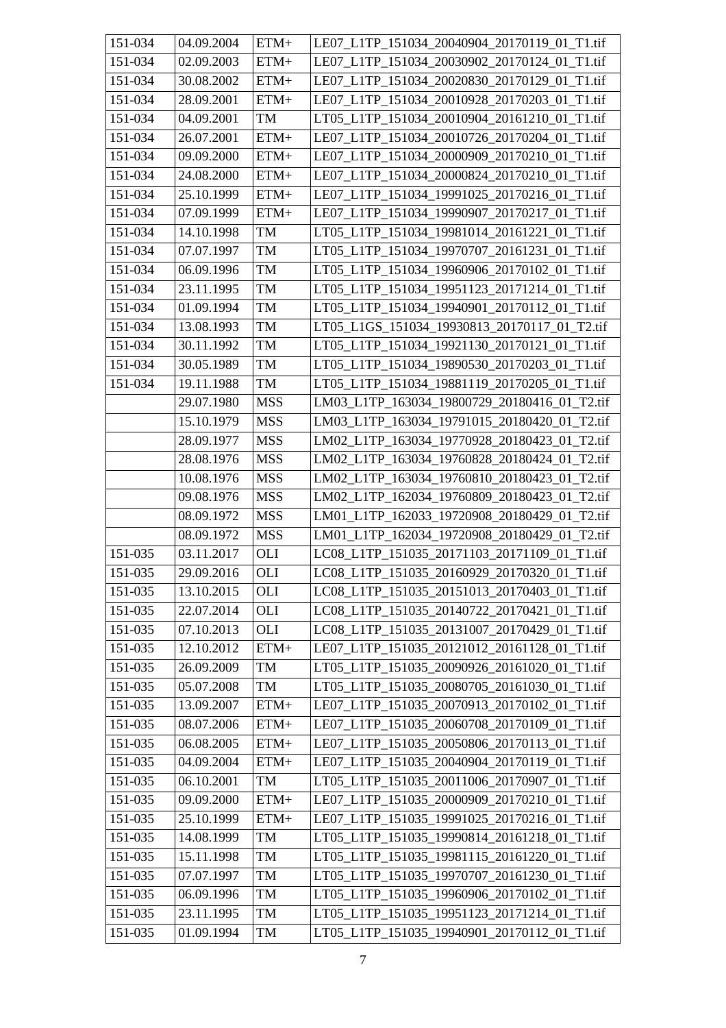| 151-034 | 04.09.2004 | ETM+ | LE07_L1TP_151034_20040904_20170119_01_T1.tif |
|---|---|---|---|
| 151-034 | 02.09.2003 | ETM+ | LE07_L1TP_151034_20030902_20170124_01_T1.tif |
| 151-034 | 30.08.2002 | ETM+ | LE07_L1TP_151034_20020830_20170129_01_T1.tif |
| 151-034 | 28.09.2001 | ETM+ | LE07_L1TP_151034_20010928_20170203_01_T1.tif |
| 151-034 | 04.09.2001 | TM | LT05_L1TP_151034_20010904_20161210_01_T1.tif |
| 151-034 | 26.07.2001 | ETM+ | LE07_L1TP_151034_20010726_20170204_01_T1.tif |
| 151-034 | 09.09.2000 | ETM+ | LE07_L1TP_151034_20000909_20170210_01_T1.tif |
| 151-034 | 24.08.2000 | ETM+ | LE07_L1TP_151034_20000824_20170210_01_T1.tif |
| 151-034 | 25.10.1999 | ETM+ | LE07_L1TP_151034_19991025_20170216_01_T1.tif |
| 151-034 | 07.09.1999 | ETM+ | LE07_L1TP_151034_19990907_20170217_01_T1.tif |
| 151-034 | 14.10.1998 | TM | LT05_L1TP_151034_19981014_20161221_01_T1.tif |
| 151-034 | 07.07.1997 | TM | LT05_L1TP_151034_19970707_20161231_01_T1.tif |
| 151-034 | 06.09.1996 | TM | LT05_L1TP_151034_19960906_20170102_01_T1.tif |
| 151-034 | 23.11.1995 | TM | LT05_L1TP_151034_19951123_20171214_01_T1.tif |
| 151-034 | 01.09.1994 | TM | LT05_L1TP_151034_19940901_20170112_01_T1.tif |
| 151-034 | 13.08.1993 | TM | LT05_L1GS_151034_19930813_20170117_01_T2.tif |
| 151-034 | 30.11.1992 | TM | LT05_L1TP_151034_19921130_20170121_01_T1.tif |
| 151-034 | 30.05.1989 | TM | LT05_L1TP_151034_19890530_20170203_01_T1.tif |
| 151-034 | 19.11.1988 | TM | LT05_L1TP_151034_19881119_20170205_01_T1.tif |
| | 29.07.1980 | MSS | LM03_L1TP_163034_19800729_20180416_01_T2.tif |
| | 15.10.1979 | MSS | LM03_L1TP_163034_19791015_20180420_01_T2.tif |
| | 28.09.1977 | MSS | LM02_L1TP_163034_19770928_20180423_01_T2.tif |
| | 28.08.1976 | MSS | LM02_L1TP_163034_19760828_20180424_01_T2.tif |
| | 10.08.1976 | MSS | LM02_L1TP_163034_19760810_20180423_01_T2.tif |
| | 09.08.1976 | MSS | LM02_L1TP_162034_19760809_20180423_01_T2.tif |
| | 08.09.1972 | MSS | LM01_L1TP_162033_19720908_20180429_01_T2.tif |
| | 08.09.1972 | MSS | LM01_L1TP_162034_19720908_20180429_01_T2.tif |
| 151-035 | 03.11.2017 | OLI | LC08_L1TP_151035_20171103_20171109_01_T1.tif |
| 151-035 | 29.09.2016 | OLI | LC08_L1TP_151035_20160929_20170320_01_T1.tif |
| 151-035 | 13.10.2015 | OLI | LC08_L1TP_151035_20151013_20170403_01_T1.tif |
| 151-035 | 22.07.2014 | OLI | LC08_L1TP_151035_20140722_20170421_01_T1.tif |
| 151-035 | 07.10.2013 | OLI | LC08_L1TP_151035_20131007_20170429_01_T1.tif |
| 151-035 | 12.10.2012 | ETM+ | LE07_L1TP_151035_20121012_20161128_01_T1.tif |
| 151-035 | 26.09.2009 | TM | LT05_L1TP_151035_20090926_20161020_01_T1.tif |
| 151-035 | 05.07.2008 | TM | LT05_L1TP_151035_20080705_20161030_01_T1.tif |
| 151-035 | 13.09.2007 | ETM+ | LE07_L1TP_151035_20070913_20170102_01_T1.tif |
| 151-035 | 08.07.2006 | ETM+ | LE07_L1TP_151035_20060708_20170109_01_T1.tif |
| 151-035 | 06.08.2005 | ETM+ | LE07_L1TP_151035_20050806_20170113_01_T1.tif |
| 151-035 | 04.09.2004 | ETM+ | LE07_L1TP_151035_20040904_20170119_01_T1.tif |
| 151-035 | 06.10.2001 | TM | LT05_L1TP_151035_20011006_20170907_01_T1.tif |
| 151-035 | 09.09.2000 | ETM+ | LE07_L1TP_151035_20000909_20170210_01_T1.tif |
| 151-035 | 25.10.1999 | ETM+ | LE07_L1TP_151035_19991025_20170216_01_T1.tif |
| 151-035 | 14.08.1999 | TM | LT05_L1TP_151035_19990814_20161218_01_T1.tif |
| 151-035 | 15.11.1998 | TM | LT05_L1TP_151035_19981115_20161220_01_T1.tif |
| 151-035 | 07.07.1997 | TM | LT05_L1TP_151035_19970707_20161230_01_T1.tif |
| 151-035 | 06.09.1996 | TM | LT05_L1TP_151035_19960906_20170102_01_T1.tif |
| 151-035 | 23.11.1995 | TM | LT05_L1TP_151035_19951123_20171214_01_T1.tif |
| 151-035 | 01.09.1994 | TM | LT05_L1TP_151035_19940901_20170112_01_T1.tif |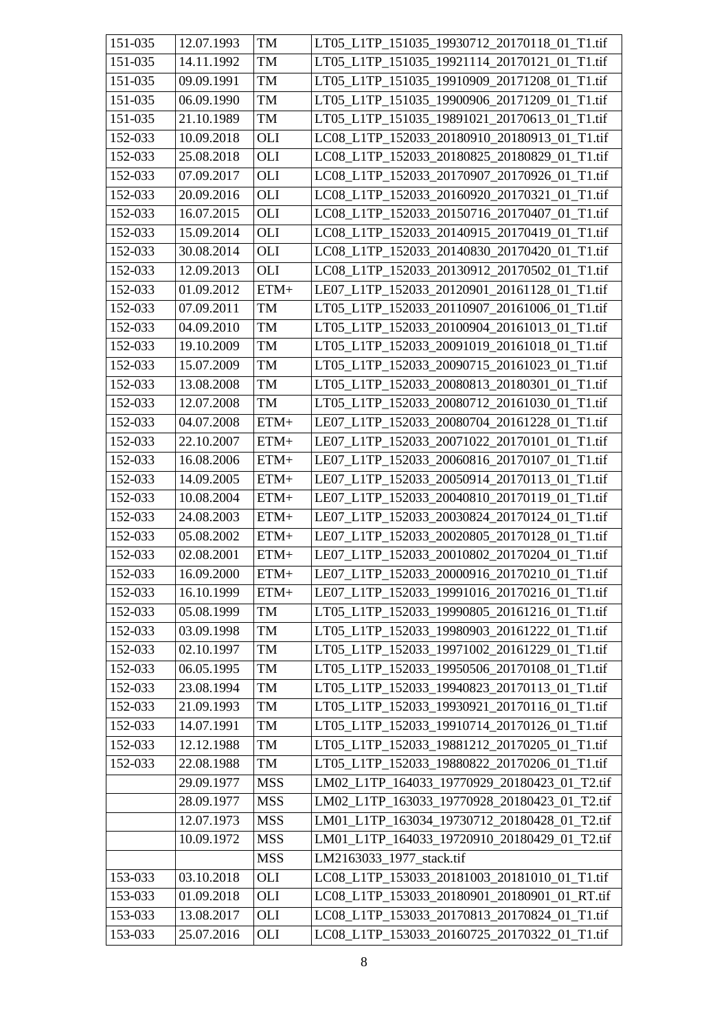| 151-035 | 12.07.1993 | TM | LT05_L1TP_151035_19930712_20170118_01_T1.tif |
|---|---|---|---|
| 151-035 | 14.11.1992 | TM | LT05_L1TP_151035_19921114_20170121_01_T1.tif |
| 151-035 | 09.09.1991 | TM | LT05_L1TP_151035_19910909_20171208_01_T1.tif |
| 151-035 | 06.09.1990 | TM | LT05_L1TP_151035_19900906_20171209_01_T1.tif |
| 151-035 | 21.10.1989 | TM | LT05_L1TP_151035_19891021_20170613_01_T1.tif |
| 152-033 | 10.09.2018 | OLI | LC08_L1TP_152033_20180910_20180913_01_T1.tif |
| 152-033 | 25.08.2018 | OLI | LC08_L1TP_152033_20180825_20180829_01_T1.tif |
| 152-033 | 07.09.2017 | OLI | LC08_L1TP_152033_20170907_20170926_01_T1.tif |
| 152-033 | 20.09.2016 | OLI | LC08_L1TP_152033_20160920_20170321_01_T1.tif |
| 152-033 | 16.07.2015 | OLI | LC08_L1TP_152033_20150716_20170407_01_T1.tif |
| 152-033 | 15.09.2014 | OLI | LC08_L1TP_152033_20140915_20170419_01_T1.tif |
| 152-033 | 30.08.2014 | OLI | LC08_L1TP_152033_20140830_20170420_01_T1.tif |
| 152-033 | 12.09.2013 | OLI | LC08_L1TP_152033_20130912_20170502_01_T1.tif |
| 152-033 | 01.09.2012 | ETM+ | LE07_L1TP_152033_20120901_20161128_01_T1.tif |
| 152-033 | 07.09.2011 | TM | LT05_L1TP_152033_20110907_20161006_01_T1.tif |
| 152-033 | 04.09.2010 | TM | LT05_L1TP_152033_20100904_20161013_01_T1.tif |
| 152-033 | 19.10.2009 | TM | LT05_L1TP_152033_20091019_20161018_01_T1.tif |
| 152-033 | 15.07.2009 | TM | LT05_L1TP_152033_20090715_20161023_01_T1.tif |
| 152-033 | 13.08.2008 | TM | LT05_L1TP_152033_20080813_20180301_01_T1.tif |
| 152-033 | 12.07.2008 | TM | LT05_L1TP_152033_20080712_20161030_01_T1.tif |
| 152-033 | 04.07.2008 | ETM+ | LE07_L1TP_152033_20080704_20161228_01_T1.tif |
| 152-033 | 22.10.2007 | ETM+ | LE07_L1TP_152033_20071022_20170101_01_T1.tif |
| 152-033 | 16.08.2006 | ETM+ | LE07_L1TP_152033_20060816_20170107_01_T1.tif |
| 152-033 | 14.09.2005 | ETM+ | LE07_L1TP_152033_20050914_20170113_01_T1.tif |
| 152-033 | 10.08.2004 | ETM+ | LE07_L1TP_152033_20040810_20170119_01_T1.tif |
| 152-033 | 24.08.2003 | ETM+ | LE07_L1TP_152033_20030824_20170124_01_T1.tif |
| 152-033 | 05.08.2002 | ETM+ | LE07_L1TP_152033_20020805_20170128_01_T1.tif |
| 152-033 | 02.08.2001 | ETM+ | LE07_L1TP_152033_20010802_20170204_01_T1.tif |
| 152-033 | 16.09.2000 | ETM+ | LE07_L1TP_152033_20000916_20170210_01_T1.tif |
| 152-033 | 16.10.1999 | ETM+ | LE07_L1TP_152033_19991016_20170216_01_T1.tif |
| 152-033 | 05.08.1999 | TM | LT05_L1TP_152033_19990805_20161216_01_T1.tif |
| 152-033 | 03.09.1998 | TM | LT05_L1TP_152033_19980903_20161222_01_T1.tif |
| 152-033 | 02.10.1997 | TM | LT05_L1TP_152033_19971002_20161229_01_T1.tif |
| 152-033 | 06.05.1995 | TM | LT05_L1TP_152033_19950506_20170108_01_T1.tif |
| 152-033 | 23.08.1994 | TM | LT05_L1TP_152033_19940823_20170113_01_T1.tif |
| 152-033 | 21.09.1993 | TM | LT05_L1TP_152033_19930921_20170116_01_T1.tif |
| 152-033 | 14.07.1991 | TM | LT05_L1TP_152033_19910714_20170126_01_T1.tif |
| 152-033 | 12.12.1988 | TM | LT05_L1TP_152033_19881212_20170205_01_T1.tif |
| 152-033 | 22.08.1988 | TM | LT05_L1TP_152033_19880822_20170206_01_T1.tif |
| | 29.09.1977 | MSS | LM02_L1TP_164033_19770929_20180423_01_T2.tif |
| | 28.09.1977 | MSS | LM02_L1TP_163033_19770928_20180423_01_T2.tif |
| | 12.07.1973 | MSS | LM01_L1TP_163034_19730712_20180428_01_T2.tif |
| | 10.09.1972 | MSS | LM01_L1TP_164033_19720910_20180429_01_T2.tif |
| | | MSS | LM2163033_1977_stack.tif |
| 153-033 | 03.10.2018 | OLI | LC08_L1TP_153033_20181003_20181010_01_T1.tif |
| 153-033 | 01.09.2018 | OLI | LC08_L1TP_153033_20180901_20180901_01_RT.tif |
| 153-033 | 13.08.2017 | OLI | LC08_L1TP_153033_20170813_20170824_01_T1.tif |
| 153-033 | 25.07.2016 | OLI | LC08_L1TP_153033_20160725_20170322_01_T1.tif |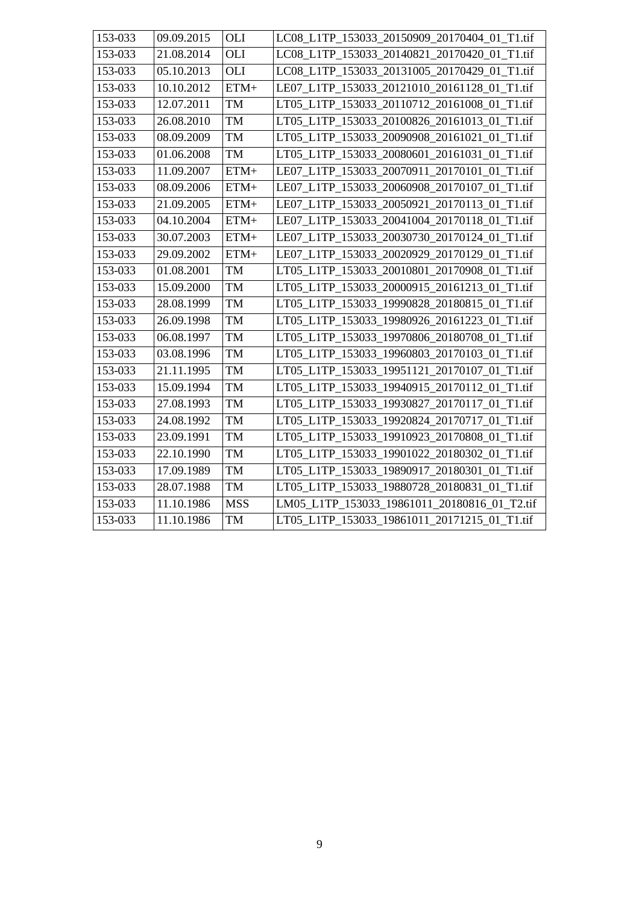| | | | |
|---|---|---|---|
| 153-033 | 09.09.2015 | OLI | LC08_L1TP_153033_20150909_20170404_01_T1.tif |
| 153-033 | 21.08.2014 | OLI | LC08_L1TP_153033_20140821_20170420_01_T1.tif |
| 153-033 | 05.10.2013 | OLI | LC08_L1TP_153033_20131005_20170429_01_T1.tif |
| 153-033 | 10.10.2012 | ETM+ | LE07_L1TP_153033_20121010_20161128_01_T1.tif |
| 153-033 | 12.07.2011 | TM | LT05_L1TP_153033_20110712_20161008_01_T1.tif |
| 153-033 | 26.08.2010 | TM | LT05_L1TP_153033_20100826_20161013_01_T1.tif |
| 153-033 | 08.09.2009 | TM | LT05_L1TP_153033_20090908_20161021_01_T1.tif |
| 153-033 | 01.06.2008 | TM | LT05_L1TP_153033_20080601_20161031_01_T1.tif |
| 153-033 | 11.09.2007 | ETM+ | LE07_L1TP_153033_20070911_20170101_01_T1.tif |
| 153-033 | 08.09.2006 | ETM+ | LE07_L1TP_153033_20060908_20170107_01_T1.tif |
| 153-033 | 21.09.2005 | ETM+ | LE07_L1TP_153033_20050921_20170113_01_T1.tif |
| 153-033 | 04.10.2004 | ETM+ | LE07_L1TP_153033_20041004_20170118_01_T1.tif |
| 153-033 | 30.07.2003 | ETM+ | LE07_L1TP_153033_20030730_20170124_01_T1.tif |
| 153-033 | 29.09.2002 | ETM+ | LE07_L1TP_153033_20020929_20170129_01_T1.tif |
| 153-033 | 01.08.2001 | TM | LT05_L1TP_153033_20010801_20170908_01_T1.tif |
| 153-033 | 15.09.2000 | TM | LT05_L1TP_153033_20000915_20161213_01_T1.tif |
| 153-033 | 28.08.1999 | TM | LT05_L1TP_153033_19990828_20180815_01_T1.tif |
| 153-033 | 26.09.1998 | TM | LT05_L1TP_153033_19980926_20161223_01_T1.tif |
| 153-033 | 06.08.1997 | TM | LT05_L1TP_153033_19970806_20180708_01_T1.tif |
| 153-033 | 03.08.1996 | TM | LT05_L1TP_153033_19960803_20170103_01_T1.tif |
| 153-033 | 21.11.1995 | TM | LT05_L1TP_153033_19951121_20170107_01_T1.tif |
| 153-033 | 15.09.1994 | TM | LT05_L1TP_153033_19940915_20170112_01_T1.tif |
| 153-033 | 27.08.1993 | TM | LT05_L1TP_153033_19930827_20170117_01_T1.tif |
| 153-033 | 24.08.1992 | TM | LT05_L1TP_153033_19920824_20170717_01_T1.tif |
| 153-033 | 23.09.1991 | TM | LT05_L1TP_153033_19910923_20170808_01_T1.tif |
| 153-033 | 22.10.1990 | TM | LT05_L1TP_153033_19901022_20180302_01_T1.tif |
| 153-033 | 17.09.1989 | TM | LT05_L1TP_153033_19890917_20180301_01_T1.tif |
| 153-033 | 28.07.1988 | TM | LT05_L1TP_153033_19880728_20180831_01_T1.tif |
| 153-033 | 11.10.1986 | MSS | LM05_L1TP_153033_19861011_20180816_01_T2.tif |
| 153-033 | 11.10.1986 | TM | LT05_L1TP_153033_19861011_20171215_01_T1.tif |